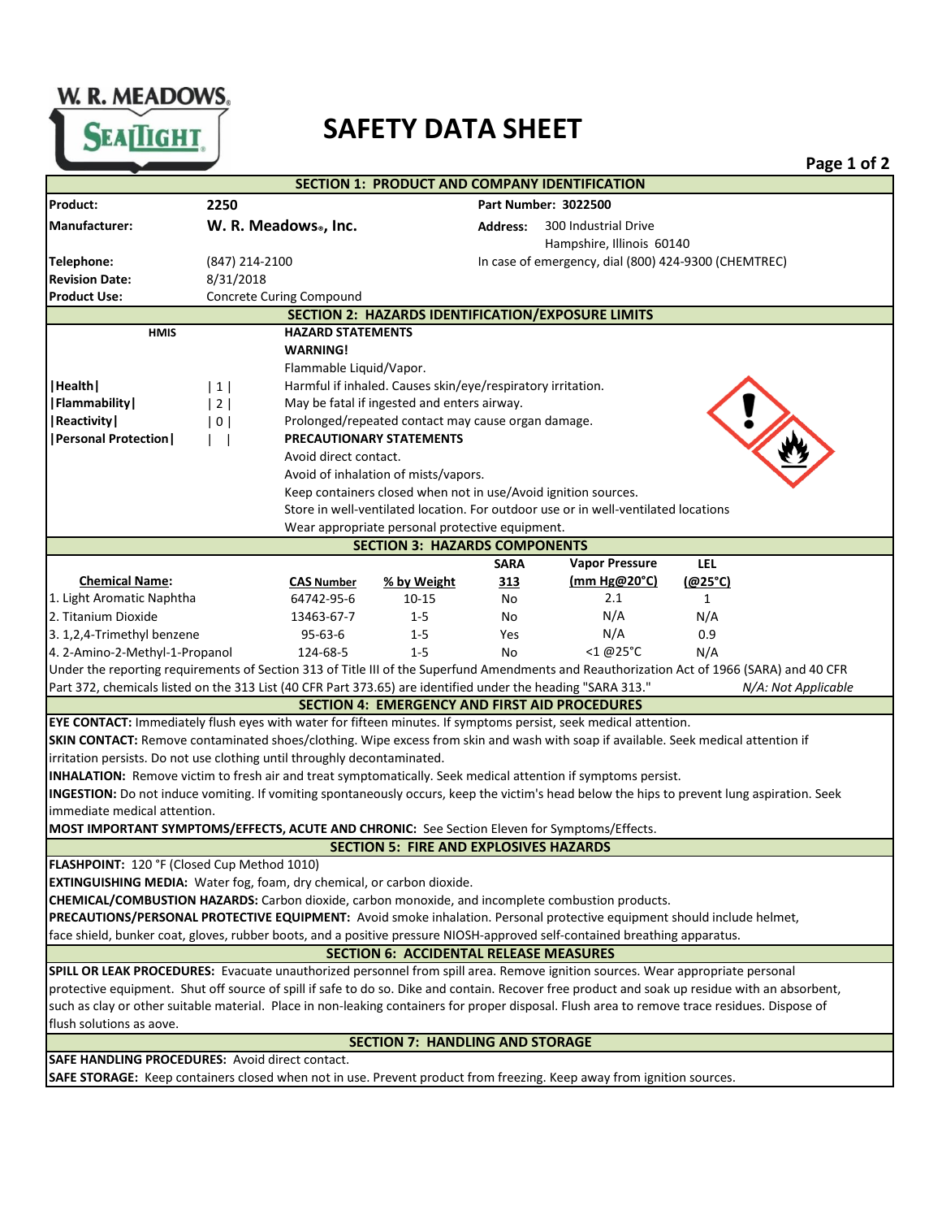W. R. MEADOWS
SEALTIGHT

# SAFETY DATA SHEET

## SECTION 1: PRODUCT AND COMPANY IDENTIFICATION

| | | | |
|---|---|---|---|
| **Product:** | **2250** | **Part Number: 3022500** | |
| **Manufacturer:** | **W. R. Meadows®, Inc.** | **Address:** | 300 Industrial Drive<br>Hampshire, Illinois 60140 |
| **Telephone:** | (847) 214-2100 | In case of emergency, dial (800) 424-9300 (CHEMTREC) | |
| **Revision Date:** | 8/31/2018 | | |
| **Product Use:** | Concrete Curing Compound | | |

## SECTION 2: HAZARDS IDENTIFICATION/EXPOSURE LIMITS

**HMIS**

| | |
|---|---|
| **\|Health\|** | \| 1 \| |
| **\|Flammability\|** | \| 2 \| |
| **\|Reactivity\|** | \| 0 \| |
| **\|Personal Protection\|** | \| \| |

**HAZARD STATEMENTS**

**WARNING!**

Flammable Liquid/Vapor.

Harmful if inhaled. Causes skin/eye/respiratory irritation.

May be fatal if ingested and enters airway.

Prolonged/repeated contact may cause organ damage.

**PRECAUTIONARY STATEMENTS**

Avoid direct contact.

Avoid of inhalation of mists/vapors.

Keep containers closed when not in use/Avoid ignition sources.

Store in well-ventilated location. For outdoor use or in well-ventilated locations

Wear appropriate personal protective equipment.

## SECTION 3: HAZARDS COMPONENTS

| **Chemical Name:** | **CAS Number** | **% by Weight** | **SARA 313** | **Vapor Pressure (mm Hg@20°C)** | **LEL (@25°C)** |
|---|---|---|---|---|---|
| 1. Light Aromatic Naphtha | 64742-95-6 | 10-15 | No | 2.1 | 1 |
| 2. Titanium Dioxide | 13463-67-7 | 1-5 | No | N/A | N/A |
| 3. 1,2,4-Trimethyl benzene | 95-63-6 | 1-5 | Yes | N/A | 0.9 |
| 4. 2-Amino-2-Methyl-1-Propanol | 124-68-5 | 1-5 | No | <1 @25°C | N/A |

Under the reporting requirements of Section 313 of Title III of the Superfund Amendments and Reauthorization Act of 1966 (SARA) and 40 CFR Part 372, chemicals listed on the 313 List (40 CFR Part 373.65) are identified under the heading "SARA 313." *N/A: Not Applicable*

## SECTION 4: EMERGENCY AND FIRST AID PROCEDURES

**EYE CONTACT:** Immediately flush eyes with water for fifteen minutes. If symptoms persist, seek medical attention.

**SKIN CONTACT:** Remove contaminated shoes/clothing. Wipe excess from skin and wash with soap if available. Seek medical attention if irritation persists. Do not use clothing until throughly decontaminated.

**INHALATION:** Remove victim to fresh air and treat symptomatically. Seek medical attention if symptoms persist.

**INGESTION:** Do not induce vomiting. If vomiting spontaneously occurs, keep the victim's head below the hips to prevent lung aspiration. Seek immediate medical attention.

**MOST IMPORTANT SYMPTOMS/EFFECTS, ACUTE AND CHRONIC:** See Section Eleven for Symptoms/Effects.

## SECTION 5: FIRE AND EXPLOSIVES HAZARDS

**FLASHPOINT:** 120 °F (Closed Cup Method 1010)

**EXTINGUISHING MEDIA:** Water fog, foam, dry chemical, or carbon dioxide.

**CHEMICAL/COMBUSTION HAZARDS:** Carbon dioxide, carbon monoxide, and incomplete combustion products.

**PRECAUTIONS/PERSONAL PROTECTIVE EQUIPMENT:** Avoid smoke inhalation. Personal protective equipment should include helmet, face shield, bunker coat, gloves, rubber boots, and a positive pressure NIOSH-approved self-contained breathing apparatus.

## SECTION 6: ACCIDENTAL RELEASE MEASURES

**SPILL OR LEAK PROCEDURES:** Evacuate unauthorized personnel from spill area. Remove ignition sources. Wear appropriate personal protective equipment. Shut off source of spill if safe to do so. Dike and contain. Recover free product and soak up residue with an absorbent, such as clay or other suitable material. Place in non-leaking containers for proper disposal. Flush area to remove trace residues. Dispose of flush solutions as aove.

## SECTION 7: HANDLING AND STORAGE

**SAFE HANDLING PROCEDURES:** Avoid direct contact.

**SAFE STORAGE:** Keep containers closed when not in use. Prevent product from freezing. Keep away from ignition sources.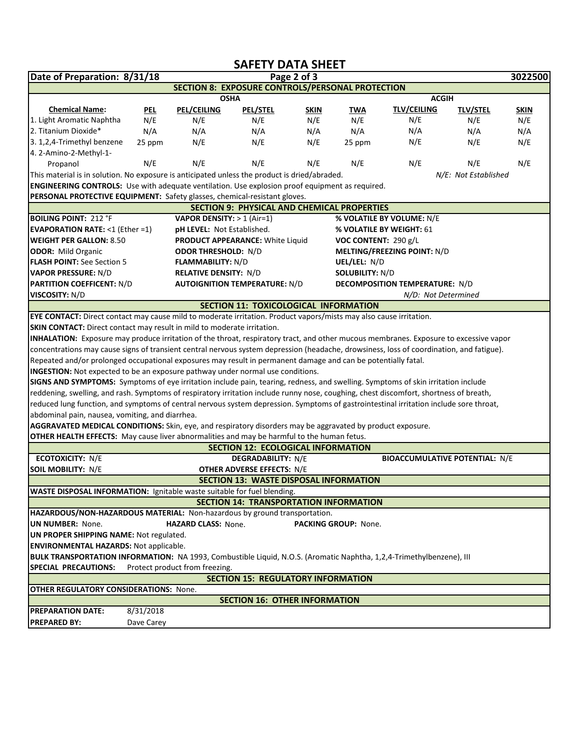# SAFETY DATA SHEET

**Date of Preparation: 8/31/18** | **3022500**

## SECTION 8: EXPOSURE CONTROLS/PERSONAL PROTECTION

| | OSHA | | | | ACGIH | | | |
|---|---|---|---|---|---|---|---|---|
| **Chemical Name:** | **PEL** | **PEL/CEILING** | **PEL/STEL** | **SKIN** | **TWA** | **TLV/CEILING** | **TLV/STEL** | **SKIN** |
| 1. Light Aromatic Naphtha | N/E | N/E | N/E | N/E | N/E | N/E | N/E | N/E |
| 2. Titanium Dioxide* | N/A | N/A | N/A | N/A | N/A | N/A | N/A | N/A |
| 3. 1,2,4-Trimethyl benzene | 25 ppm | N/E | N/E | N/E | 25 ppm | N/E | N/E | N/E |
| 4. 2-Amino-2-Methyl-1-Propanol | N/E | N/E | N/E | N/E | N/E | N/E | N/E | N/E |

This material is in solution. No exposure is anticipated unless the product is dried/abraded. *N/E: Not Established*

**ENGINEERING CONTROLS:** Use with adequate ventilation. Use explosion proof equipment as required.

**PERSONAL PROTECTIVE EQUIPMENT:** Safety glasses, chemical-resistant gloves.

## SECTION 9: PHYSICAL AND CHEMICAL PROPERTIES

**BOILING POINT:** 212 °F
**VAPOR DENSITY:** > 1 (Air=1)
**% VOLATILE BY VOLUME:** N/E
**EVAPORATION RATE:** <1 (Ether =1)
**pH LEVEL:** Not Established.
**% VOLATILE BY WEIGHT:** 61
**WEIGHT PER GALLON:** 8.50
**PRODUCT APPEARANCE:** White Liquid
**VOC CONTENT:** 290 g/L
**ODOR:** Mild Organic
**ODOR THRESHOLD:** N/D
**MELTING/FREEZING POINT:** N/D
**FLASH POINT:** See Section 5
**FLAMMABILITY:** N/D
**UEL/LEL:** N/D
**VAPOR PRESSURE:** N/D
**RELATIVE DENSITY:** N/D
**SOLUBILITY:** N/D
**PARTITION COEFFICENT:** N/D
**AUTOIGNITION TEMPERATURE:** N/D
**DECOMPOSITION TEMPERATURE:** N/D
**VISCOSITY:** N/D

*N/D: Not Determined*

## SECTION 11: TOXICOLOGICAL INFORMATION

**EYE CONTACT:** Direct contact may cause mild to moderate irritation. Product vapors/mists may also cause irritation.

**SKIN CONTACT:** Direct contact may result in mild to moderate irritation.

**INHALATION:** Exposure may produce irritation of the throat, respiratory tract, and other mucous membranes. Exposure to excessive vapor concentrations may cause signs of transient central nervous system depression (headache, drowsiness, loss of coordination, and fatigue). Repeated and/or prolonged occupational exposures may result in permanent damage and can be potentially fatal.

**INGESTION:** Not expected to be an exposure pathway under normal use conditions.

**SIGNS AND SYMPTOMS:** Symptoms of eye irritation include pain, tearing, redness, and swelling. Symptoms of skin irritation include reddening, swelling, and rash. Symptoms of respiratory irritation include runny nose, coughing, chest discomfort, shortness of breath, reduced lung function, and symptoms of central nervous system depression. Symptoms of gastrointestinal irritation include sore throat, abdominal pain, nausea, vomiting, and diarrhea.

**AGGRAVATED MEDICAL CONDITIONS:** Skin, eye, and respiratory disorders may be aggravated by product exposure.

**OTHER HEALTH EFFECTS:** May cause liver abnormalities and may be harmful to the human fetus.

## SECTION 12: ECOLOGICAL INFORMATION

**ECOTOXICITY:** N/E
**DEGRADABILITY:** N/E
**BIOACCUMULATIVE POTENTIAL:** N/E
**SOIL MOBILITY:** N/E
**OTHER ADVERSE EFFECTS:** N/E

## SECTION 13: WASTE DISPOSAL INFORMATION

**WASTE DISPOSAL INFORMATION:** Ignitable waste suitable for fuel blending.

## SECTION 14: TRANSPORTATION INFORMATION

**HAZARDOUS/NON-HAZARDOUS MATERIAL:** Non-hazardous by ground transportation.

**UN NUMBER:** None. **HAZARD CLASS:** None. **PACKING GROUP:** None.

**UN PROPER SHIPPING NAME:** Not regulated.

**ENVIRONMENTAL HAZARDS:** Not applicable.

**BULK TRANSPORTATION INFORMATION:** NA 1993, Combustible Liquid, N.O.S. (Aromatic Naphtha, 1,2,4-Trimethylbenzene), III

**SPECIAL PRECAUTIONS:** Protect product from freezing.

## SECTION 15: REGULATORY INFORMATION

**OTHER REGULATORY CONSIDERATIONS:** None.

## SECTION 16: OTHER INFORMATION

**PREPARATION DATE:** 8/31/2018
**PREPARED BY:** Dave Carey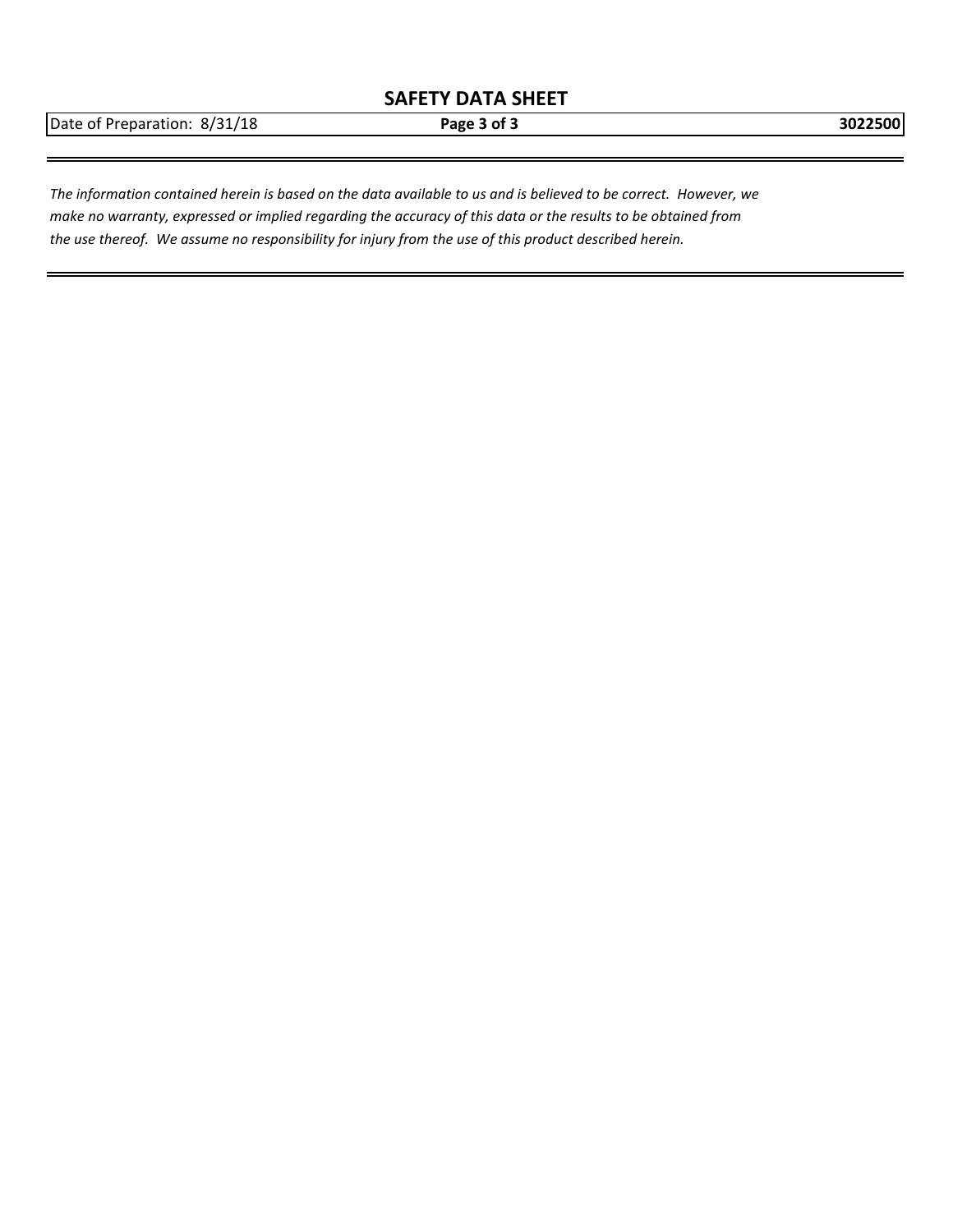*The information contained herein is based on the data available to us and is believed to be correct. However, we make no warranty, expressed or implied regarding the accuracy of this data or the results to be obtained from the use thereof. We assume no responsibility for injury from the use of this product described herein.*